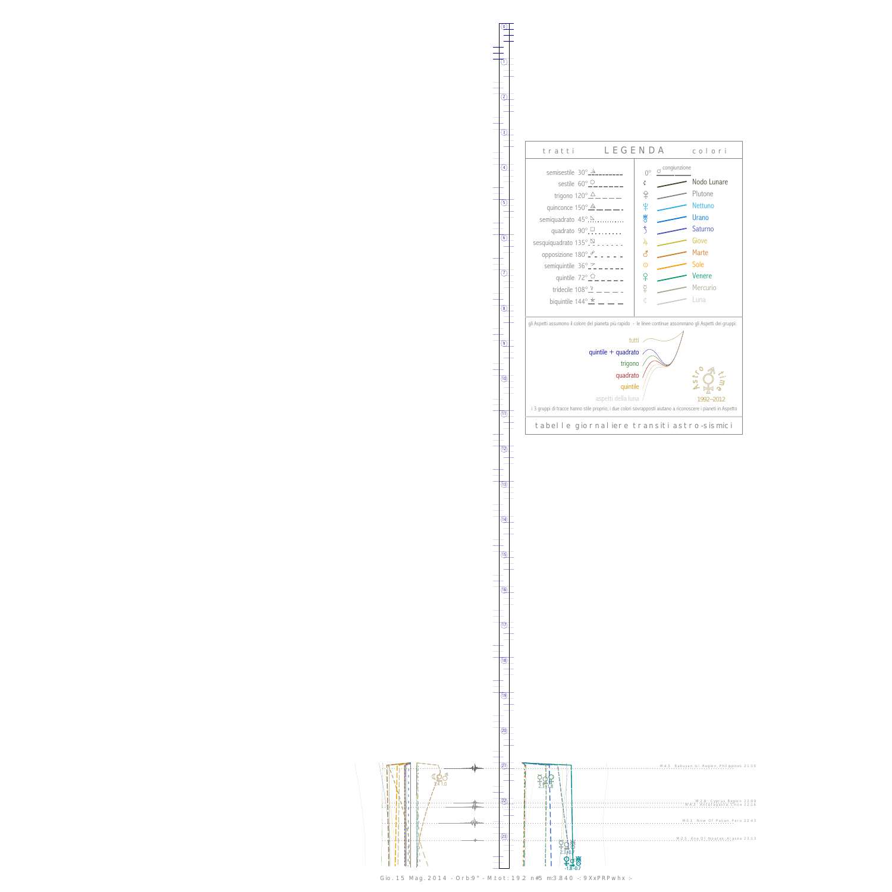## LEGENDA

| tratti | | colori | |
|---|---|---|---|
| semisestile 30° | | 0° ☌ congiunzione | |
| sestile 60° | | ☊ | Nodo Lunare |
| trigono 120° | | ♇ | Plutone |
| quinconce 150° | | ♆ | Nettuno |
| semiquadrato 45° | | ♅ | Urano |
| quadrato 90° | | ♄ | Saturno |
| sesquiquadrato 135° | | ♃ | Giove |
| opposizione 180° | | ♂ | Marte |
| semiquintile 36° | | ☉ | Sole |
| quintile 72° | | ♀ | Venere |
| tridecile 108° | | ☿ | Mercurio |
| biquintile 144° | | ☾ | Luna |

gli Aspetti assumono il colore del pianeta più rapido - le linee continue assommano gli Aspetti dei gruppi:

- tutti
- quintile + quadrato
- trigono
- quadrato
- quintile
- aspetti della luna

Astro time 1992–2012

i 3 gruppi di tracce hanno stile proprio; i due colori sovrapposti aiutano a riconoscere i pianeti in Aspetto

tabelle giornaliere transiti astro-sismici

M:4.5 Babuyan Isl Region, Philippines 21:10

M:2.8 Cyprus Region 22:09
M:4.3 Xinjiang, China 22:16

M:5.1 Nnw Of Paijan, Peru 22:43

M:2.5 Ene Of Noatak, Alaska 23:13

Gio. 15 Mag. 2014 - Orb:9° - M.tot: 19.2 n#5 m:3.840 -: 9XxPRPwhx :-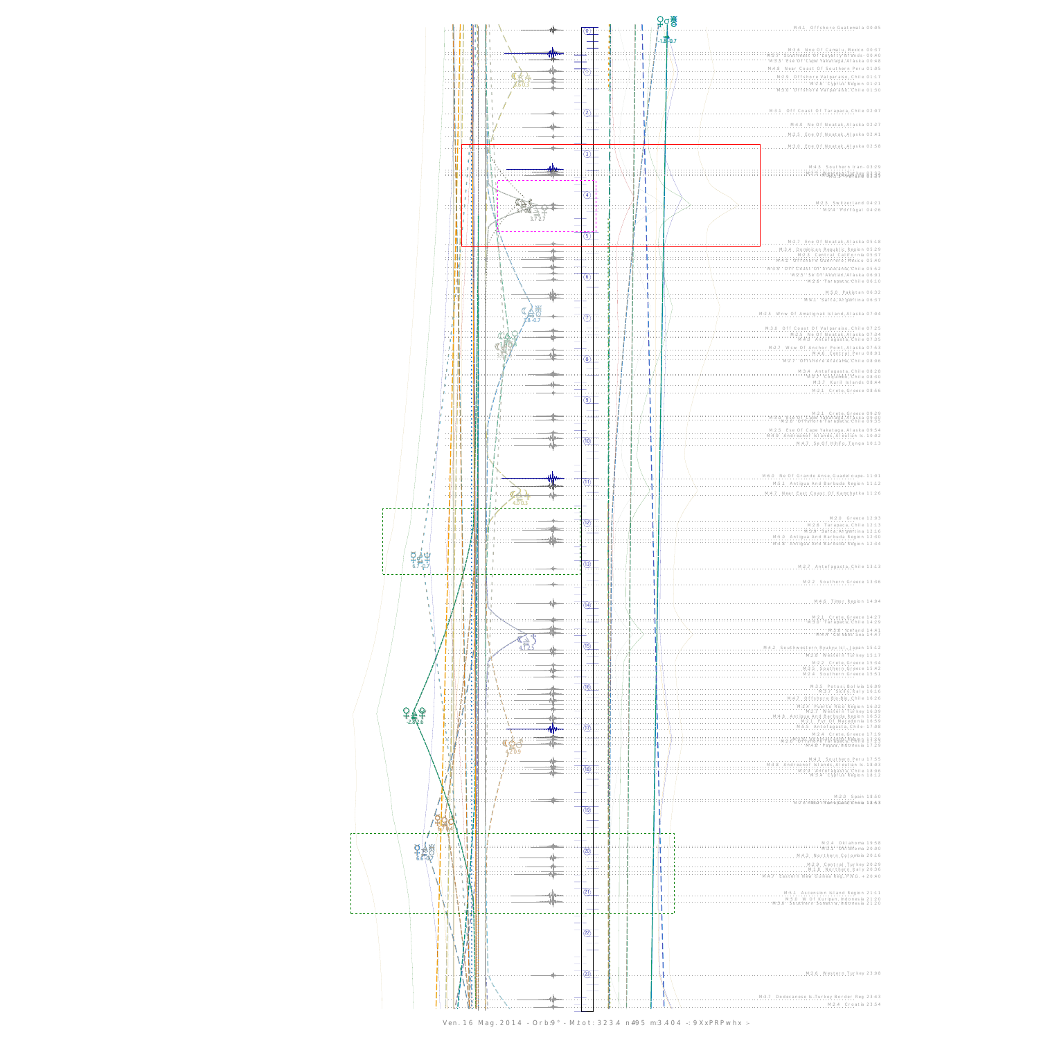M4.1 Offshore Guatemala 00:05
M3.6 Nne Of Camalu, Mexico 00:37
M2.7 Southeast Of Loyalty Islands 00:40
M2.7 Ene Of Cape Yakataga, Alaska 00:46
M4.8 Near Coast Of Southern Peru 01:05
M2.9 Offshore Valparaiso, Chile 01:17
M2.6 Cyprus Region 01:21
M3.0 Offshore Valparaiso, Chile 01:30
M3.1 Off Coast Of Tarapaca, Chile 02:07
M4.0 Ne Of Noatak, Alaska 02:27
M2.5 Ene Of Noatak, Alaska 02:41
M3.0 Ene Of Noatak, Alaska 02:58
M4.5 Southern Iran 03:29
M2.5 Switzerland 04:21
M2.4 Portugal 04:26
M2.7 Ene Of Noatak, Alaska 05:18
M3.4 Dominican Republic Region 05:29
M2.5 Central California 05:37
M3.2 Offshore Guerrero, Mexico 05:40
M3.9 Off Coast Of Atacama, Chile 05:52
M2.5 Se Of Nikolski, Alaska 06:01
M2.6 Tarapaca, Chile 06:10
M3.0 Pakistan 06:32
M4.1 Salta, Argentina 06:37
M2.5 Wnw Of Amatignak Island, Alaska 07:04
M3.0 Off Coast Of Valparaiso, Chile 07:25
M2.5 Ne Of Noatak, Alaska 07:34
M4.0 Antofagasta, Chile 07:35
M2.7 Wsw Of Anchor Point, Alaska 07:53
M4.6 Central Peru 08:01
M2.7 Offshore Atacama, Chile 08:06
M3.4 Antofagasta, Chile 08:28
M2.1 Coquimbo, Chile 08:30
M3.7 Kuril Islands 08:44
M2.1 Crete, Greece 08:56
M2.1 Crete, Greece 09:29
M2.5 Ene Of Cape Yakataga, Alaska 09:30
M2.9 Offshore Tarapaca, Chile 09:35
M2.5 Ese Of Cape Yakataga, Alaska 09:54
M4.8 Andreanof Islands, Aleutian Is. 10:02
M4.7 Se Of Hihifo, Tonga 10:13
M6.0 Ne Of Grande Anse, Guadeloupe 11:01
M5.1 Antigua And Barbuda Region 11:12
M4.7 Near East Coast Of Kamchatka 11:26
M2.0 Greece 12:03
M2.6 Tarapaca, Chile 12:13
M2.6 Salta, Argentina 12:16
M5.0 Antigua And Barbuda Region 12:30
M4.2 Antigua And Barbuda Region 12:34
M2.7 Antofagasta, Chile 13:13
M2.2 Southern Greece 13:36
M4.6 Timor Region 14:04
M2.1 Crete, Greece 14:27
M2.5 Tarapaca, Chile 14:29
M3.0 Iceland 14:41
M4.4 Celebes Sea 14:41
M4.2 Southwestern Ryukyu Isl., Japan 15:12
M2.8 Western Turkey 15:17
M2.2 Crete, Greece 15:34
M2.5 Southern Greece 15:42
M2.4 Southern Greece 15:51
M3.5 Potosi, Bolivia 16:09
M2.1 Sicily, Italy 16:16
M4.2 Offshore Bio-Bio, Chile 16:26
M2.6 Puerto Rico Region 16:32
M2.7 Western Turkey 16:39
M4.8 Antigua And Barbuda Region 16:52
M2.1 Fyr Of Macedonia 16:59
M3.5 Antofagasta, Chile 17:08
M2.4 Crete, Greece 17:19
M4.6 Papua, Indonesia 17:29
M4.2 Southern Peru 17:55
M3.8 Andreanof Islands, Aleutian Is. 18:03
M2.9 Antofagasta, Chile 18:06
M3.4 Cyprus Region 18:12
M2.0 Spain 18:50
M2.4 Tarapaca, Chile 18:53
M2.4 Oklahoma 19:58
M2.1 Oklahoma 20:00
M4.3 Northern Colombia 20:16
M2.9 Central Turkey 20:29
M2.9 Northern Italy 20:36
M4.7 Eastern New Guinea Reg., P.N.G. 20:40
M5.1 Ascension Island Region 21:11
M3.2 W Of Kuripan, Indonesia 21:20
M3.0 Southern Sumatra, Indonesia 21:20
M2.6 Western Turkey 23:08
M3.7 Dodecanese Is.-Turkey Border Reg 23:43
M2.4 Croatia 23:54

Ven.16 Mag.2014 - Orb:9° - M.tot: 323.4 n#95 m3.404 -:9XxPRPwhx:-